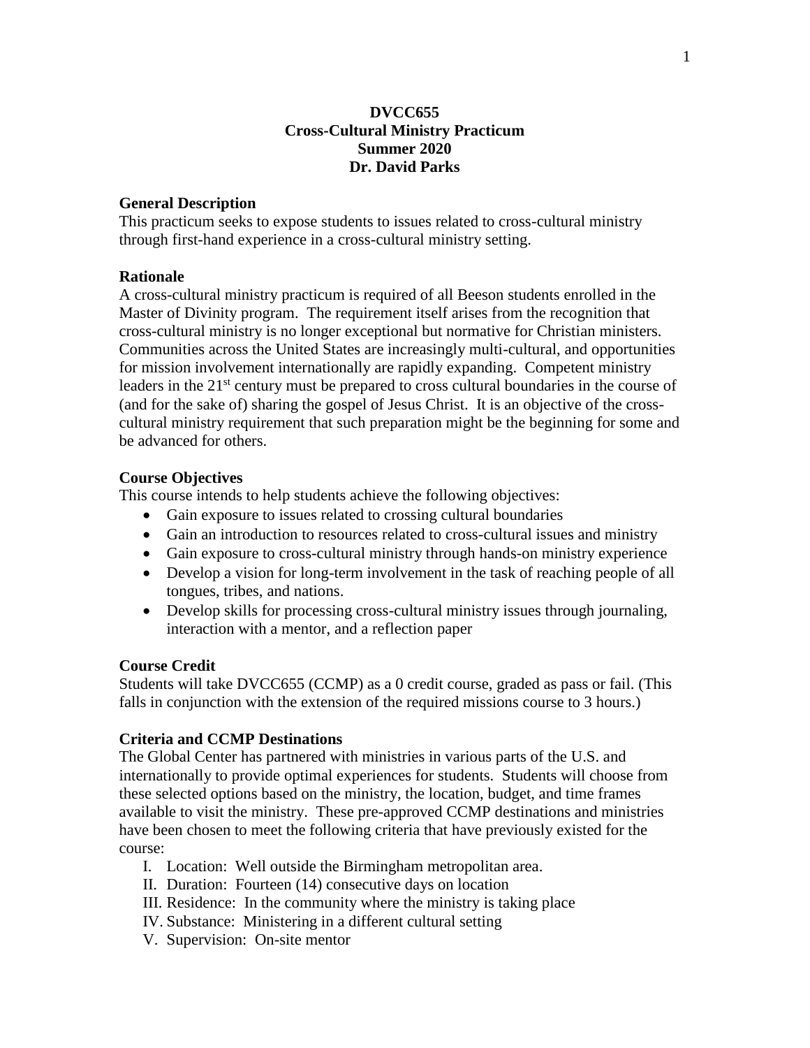# DVCC655
# Cross-Cultural Ministry Practicum
# Summer 2020
# Dr. David Parks

**General Description**

This practicum seeks to expose students to issues related to cross-cultural ministry through first-hand experience in a cross-cultural ministry setting.

**Rationale**

A cross-cultural ministry practicum is required of all Beeson students enrolled in the Master of Divinity program. The requirement itself arises from the recognition that cross-cultural ministry is no longer exceptional but normative for Christian ministers. Communities across the United States are increasingly multi-cultural, and opportunities for mission involvement internationally are rapidly expanding. Competent ministry leaders in the 21st century must be prepared to cross cultural boundaries in the course of (and for the sake of) sharing the gospel of Jesus Christ. It is an objective of the cross-cultural ministry requirement that such preparation might be the beginning for some and be advanced for others.

**Course Objectives**

This course intends to help students achieve the following objectives:

- Gain exposure to issues related to crossing cultural boundaries
- Gain an introduction to resources related to cross-cultural issues and ministry
- Gain exposure to cross-cultural ministry through hands-on ministry experience
- Develop a vision for long-term involvement in the task of reaching people of all tongues, tribes, and nations.
- Develop skills for processing cross-cultural ministry issues through journaling, interaction with a mentor, and a reflection paper

**Course Credit**

Students will take DVCC655 (CCMP) as a 0 credit course, graded as pass or fail. (This falls in conjunction with the extension of the required missions course to 3 hours.)

**Criteria and CCMP Destinations**

The Global Center has partnered with ministries in various parts of the U.S. and internationally to provide optimal experiences for students. Students will choose from these selected options based on the ministry, the location, budget, and time frames available to visit the ministry. These pre-approved CCMP destinations and ministries have been chosen to meet the following criteria that have previously existed for the course:

I. Location: Well outside the Birmingham metropolitan area.
II. Duration: Fourteen (14) consecutive days on location
III. Residence: In the community where the ministry is taking place
IV. Substance: Ministering in a different cultural setting
V. Supervision: On-site mentor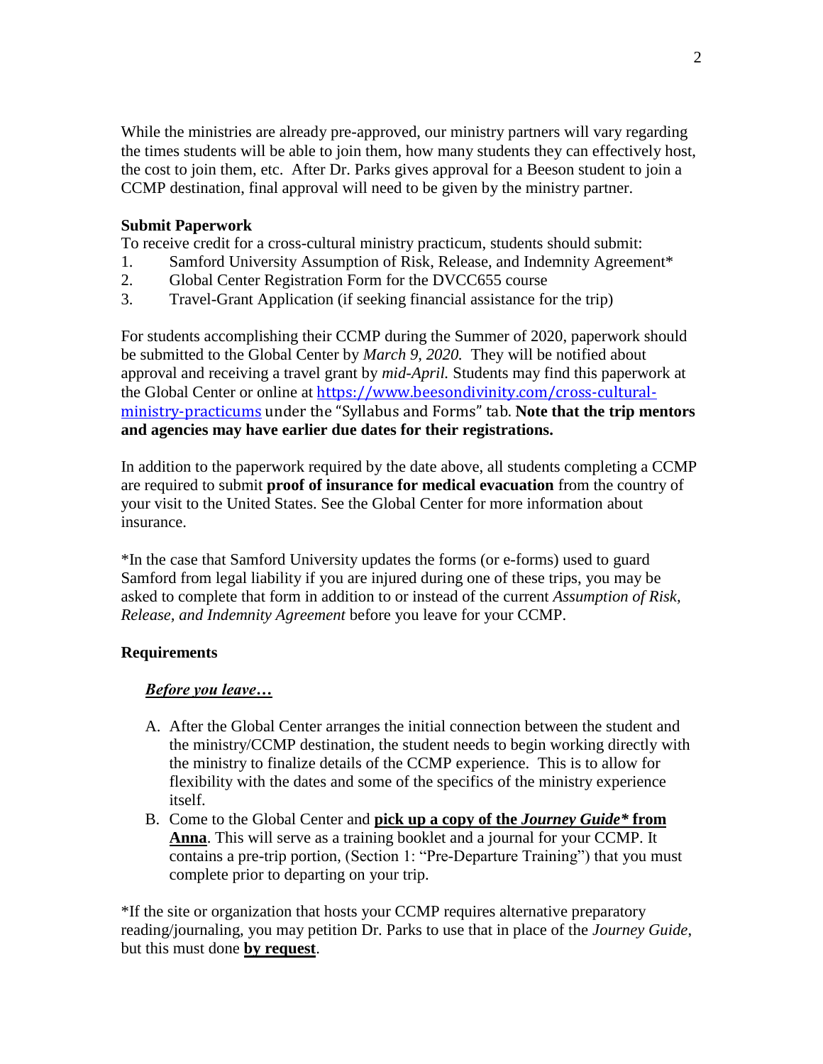While the ministries are already pre-approved, our ministry partners will vary regarding the times students will be able to join them, how many students they can effectively host, the cost to join them, etc. After Dr. Parks gives approval for a Beeson student to join a CCMP destination, final approval will need to be given by the ministry partner.

**Submit Paperwork**

To receive credit for a cross-cultural ministry practicum, students should submit:

1. Samford University Assumption of Risk, Release, and Indemnity Agreement*
2. Global Center Registration Form for the DVCC655 course
3. Travel-Grant Application (if seeking financial assistance for the trip)

For students accomplishing their CCMP during the Summer of 2020, paperwork should be submitted to the Global Center by *March 9, 2020.* They will be notified about approval and receiving a travel grant by *mid-April.* Students may find this paperwork at the Global Center or online at [https://www.beesondivinity.com/cross-cultural-ministry-practicums](https://www.beesondivinity.com/cross-cultural-ministry-practicums) under the "Syllabus and Forms" tab. **Note that the trip mentors and agencies may have earlier due dates for their registrations.**

In addition to the paperwork required by the date above, all students completing a CCMP are required to submit **proof of insurance for medical evacuation** from the country of your visit to the United States. See the Global Center for more information about insurance.

*In the case that Samford University updates the forms (or e-forms) used to guard Samford from legal liability if you are injured during one of these trips, you may be asked to complete that form in addition to or instead of the current *Assumption of Risk, Release, and Indemnity Agreement* before you leave for your CCMP.

**Requirements**

***Before you leave…***

A. After the Global Center arranges the initial connection between the student and the ministry/CCMP destination, the student needs to begin working directly with the ministry to finalize details of the CCMP experience. This is to allow for flexibility with the dates and some of the specifics of the ministry experience itself.

B. Come to the Global Center and **pick up a copy of the *Journey Guide** from Anna**. This will serve as a training booklet and a journal for your CCMP. It contains a pre-trip portion, (Section 1: "Pre-Departure Training") that you must complete prior to departing on your trip.

*If the site or organization that hosts your CCMP requires alternative preparatory reading/journaling, you may petition Dr. Parks to use that in place of the *Journey Guide*, but this must done **by request**.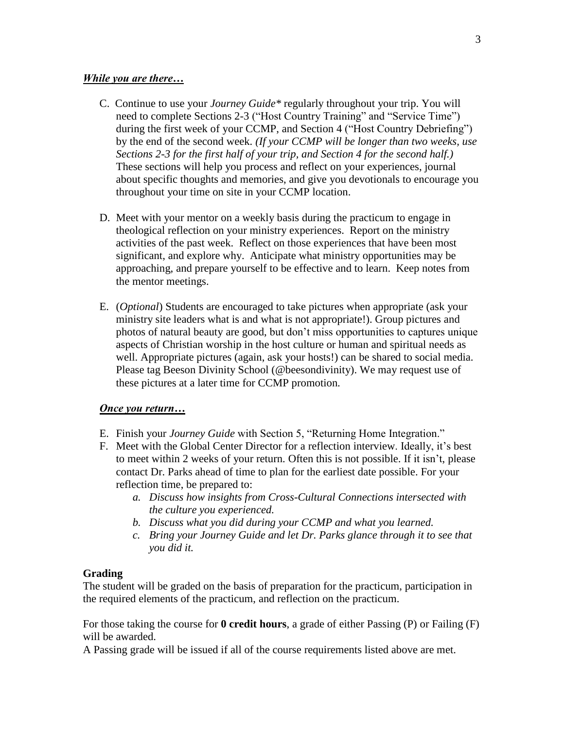***While you are there…***

C. Continue to use your *Journey Guide** regularly throughout your trip. You will need to complete Sections 2-3 ("Host Country Training" and "Service Time") during the first week of your CCMP, and Section 4 ("Host Country Debriefing") by the end of the second week. *(If your CCMP will be longer than two weeks, use Sections 2-3 for the first half of your trip, and Section 4 for the second half.)* These sections will help you process and reflect on your experiences, journal about specific thoughts and memories, and give you devotionals to encourage you throughout your time on site in your CCMP location.

D. Meet with your mentor on a weekly basis during the practicum to engage in theological reflection on your ministry experiences. Report on the ministry activities of the past week. Reflect on those experiences that have been most significant, and explore why. Anticipate what ministry opportunities may be approaching, and prepare yourself to be effective and to learn. Keep notes from the mentor meetings.

E. (*Optional*) Students are encouraged to take pictures when appropriate (ask your ministry site leaders what is and what is not appropriate!). Group pictures and photos of natural beauty are good, but don't miss opportunities to captures unique aspects of Christian worship in the host culture or human and spiritual needs as well. Appropriate pictures (again, ask your hosts!) can be shared to social media. Please tag Beeson Divinity School (@beesondivinity). We may request use of these pictures at a later time for CCMP promotion.

***Once you return…***

E. Finish your *Journey Guide* with Section 5, "Returning Home Integration."

F. Meet with the Global Center Director for a reflection interview. Ideally, it's best to meet within 2 weeks of your return. Often this is not possible. If it isn't, please contact Dr. Parks ahead of time to plan for the earliest date possible. For your reflection time, be prepared to:
   *a. Discuss how insights from Cross-Cultural Connections intersected with the culture you experienced.*
   *b. Discuss what you did during your CCMP and what you learned.*
   *c. Bring your Journey Guide and let Dr. Parks glance through it to see that you did it.*

**Grading**

The student will be graded on the basis of preparation for the practicum, participation in the required elements of the practicum, and reflection on the practicum.

For those taking the course for **0 credit hours**, a grade of either Passing (P) or Failing (F) will be awarded.

A Passing grade will be issued if all of the course requirements listed above are met.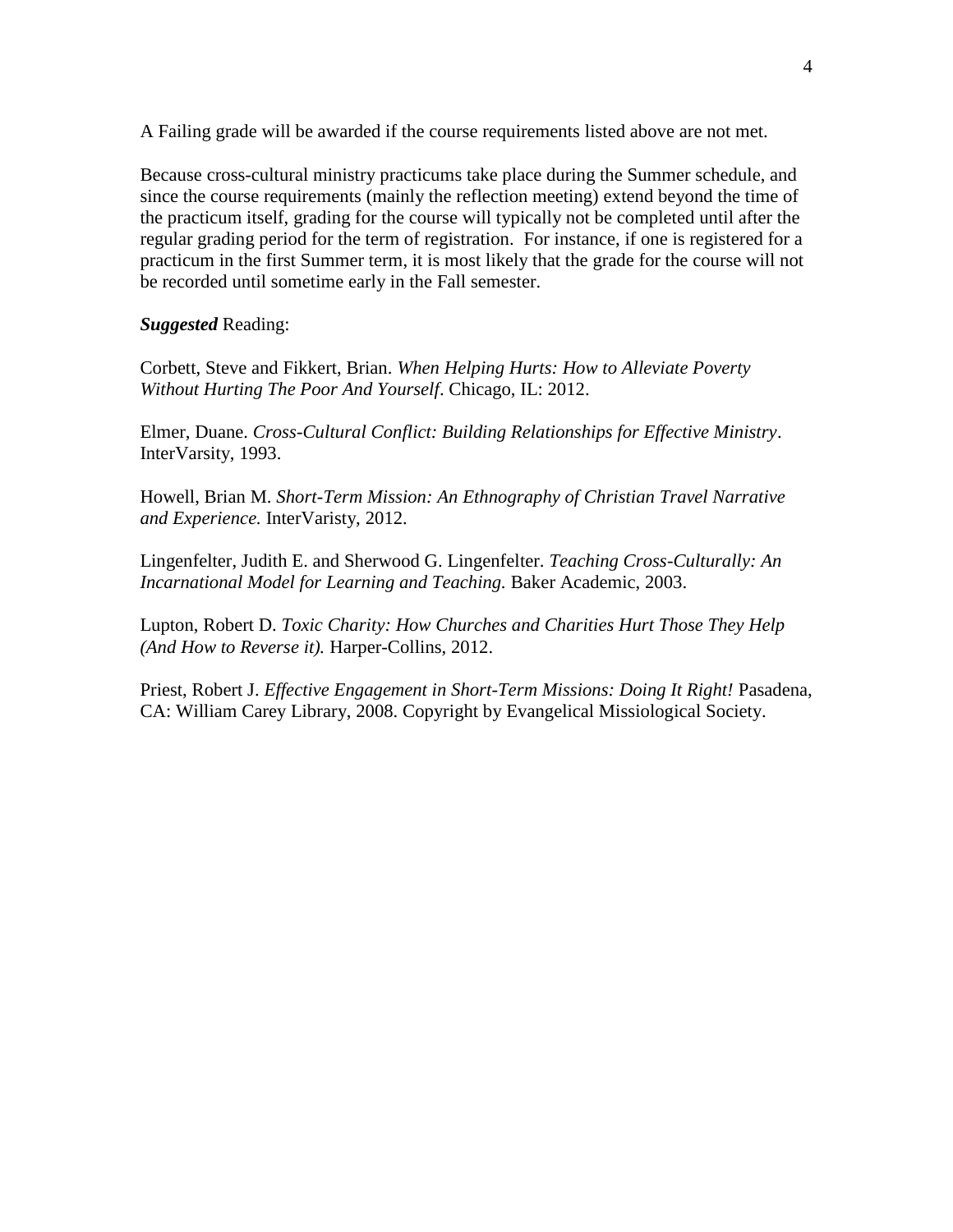A Failing grade will be awarded if the course requirements listed above are not met.

Because cross-cultural ministry practicums take place during the Summer schedule, and since the course requirements (mainly the reflection meeting) extend beyond the time of the practicum itself, grading for the course will typically not be completed until after the regular grading period for the term of registration. For instance, if one is registered for a practicum in the first Summer term, it is most likely that the grade for the course will not be recorded until sometime early in the Fall semester.

***Suggested*** Reading:

Corbett, Steve and Fikkert, Brian. *When Helping Hurts: How to Alleviate Poverty Without Hurting The Poor And Yourself*. Chicago, IL: 2012.

Elmer, Duane. *Cross-Cultural Conflict: Building Relationships for Effective Ministry*. InterVarsity, 1993.

Howell, Brian M. *Short-Term Mission: An Ethnography of Christian Travel Narrative and Experience.* InterVaristy, 2012.

Lingenfelter, Judith E. and Sherwood G. Lingenfelter. *Teaching Cross-Culturally: An Incarnational Model for Learning and Teaching.* Baker Academic, 2003.

Lupton, Robert D. *Toxic Charity: How Churches and Charities Hurt Those They Help (And How to Reverse it).* Harper-Collins, 2012.

Priest, Robert J. *Effective Engagement in Short-Term Missions: Doing It Right!* Pasadena, CA: William Carey Library, 2008. Copyright by Evangelical Missiological Society.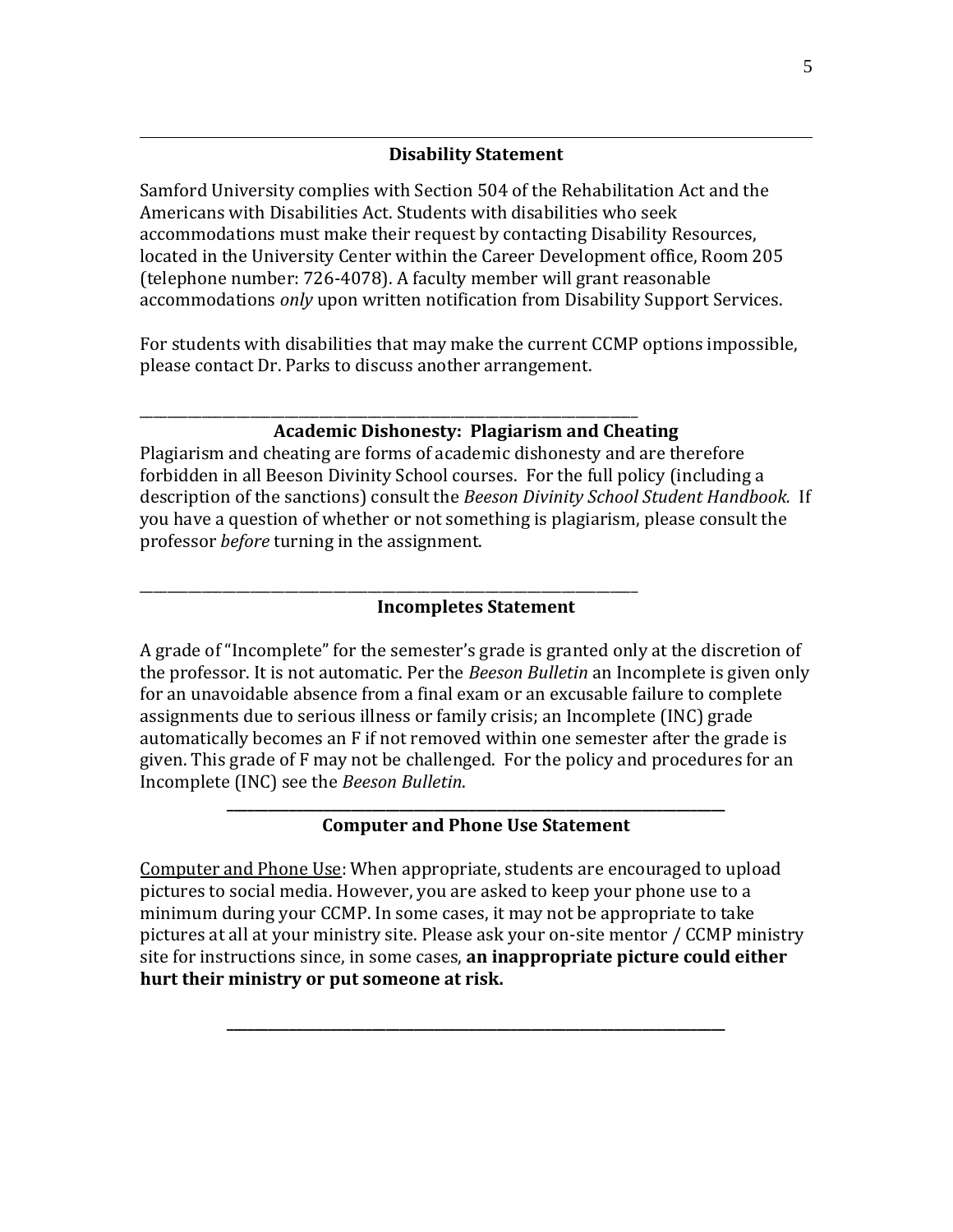## Disability Statement

Samford University complies with Section 504 of the Rehabilitation Act and the Americans with Disabilities Act. Students with disabilities who seek accommodations must make their request by contacting Disability Resources, located in the University Center within the Career Development office, Room 205 (telephone number: 726-4078). A faculty member will grant reasonable accommodations *only* upon written notification from Disability Support Services.

For students with disabilities that may make the current CCMP options impossible, please contact Dr. Parks to discuss another arrangement.

---

## Academic Dishonesty: Plagiarism and Cheating

Plagiarism and cheating are forms of academic dishonesty and are therefore forbidden in all Beeson Divinity School courses. For the full policy (including a description of the sanctions) consult the *Beeson Divinity School Student Handbook.* If you have a question of whether or not something is plagiarism, please consult the professor *before* turning in the assignment.

---

## Incompletes Statement

A grade of "Incomplete" for the semester's grade is granted only at the discretion of the professor. It is not automatic. Per the *Beeson Bulletin* an Incomplete is given only for an unavoidable absence from a final exam or an excusable failure to complete assignments due to serious illness or family crisis; an Incomplete (INC) grade automatically becomes an F if not removed within one semester after the grade is given. This grade of F may not be challenged. For the policy and procedures for an Incomplete (INC) see the *Beeson Bulletin*.

---

## Computer and Phone Use Statement

Computer and Phone Use: When appropriate, students are encouraged to upload pictures to social media. However, you are asked to keep your phone use to a minimum during your CCMP. In some cases, it may not be appropriate to take pictures at all at your ministry site. Please ask your on-site mentor / CCMP ministry site for instructions since, in some cases, **an inappropriate picture could either hurt their ministry or put someone at risk.**

---